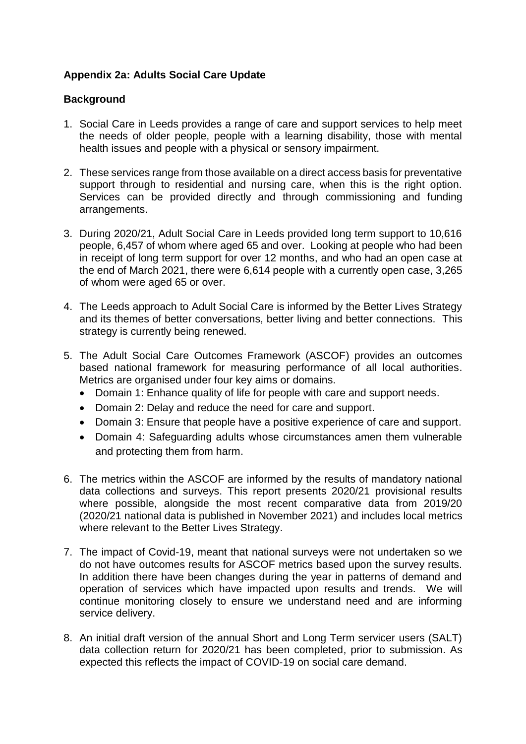**Appendix 2a: Adults Social Care Update**

**Background**

1. Social Care in Leeds provides a range of care and support services to help meet the needs of older people, people with a learning disability, those with mental health issues and people with a physical or sensory impairment.

2. These services range from those available on a direct access basis for preventative support through to residential and nursing care, when this is the right option. Services can be provided directly and through commissioning and funding arrangements.

3. During 2020/21, Adult Social Care in Leeds provided long term support to 10,616 people, 6,457 of whom where aged 65 and over. Looking at people who had been in receipt of long term support for over 12 months, and who had an open case at the end of March 2021, there were 6,614 people with a currently open case, 3,265 of whom were aged 65 or over.

4. The Leeds approach to Adult Social Care is informed by the Better Lives Strategy and its themes of better conversations, better living and better connections. This strategy is currently being renewed.

5. The Adult Social Care Outcomes Framework (ASCOF) provides an outcomes based national framework for measuring performance of all local authorities. Metrics are organised under four key aims or domains.
   - Domain 1: Enhance quality of life for people with care and support needs.
   - Domain 2: Delay and reduce the need for care and support.
   - Domain 3: Ensure that people have a positive experience of care and support.
   - Domain 4: Safeguarding adults whose circumstances amen them vulnerable and protecting them from harm.

6. The metrics within the ASCOF are informed by the results of mandatory national data collections and surveys. This report presents 2020/21 provisional results where possible, alongside the most recent comparative data from 2019/20 (2020/21 national data is published in November 2021) and includes local metrics where relevant to the Better Lives Strategy.

7. The impact of Covid-19, meant that national surveys were not undertaken so we do not have outcomes results for ASCOF metrics based upon the survey results. In addition there have been changes during the year in patterns of demand and operation of services which have impacted upon results and trends. We will continue monitoring closely to ensure we understand need and are informing service delivery.

8. An initial draft version of the annual Short and Long Term servicer users (SALT) data collection return for 2020/21 has been completed, prior to submission. As expected this reflects the impact of COVID-19 on social care demand.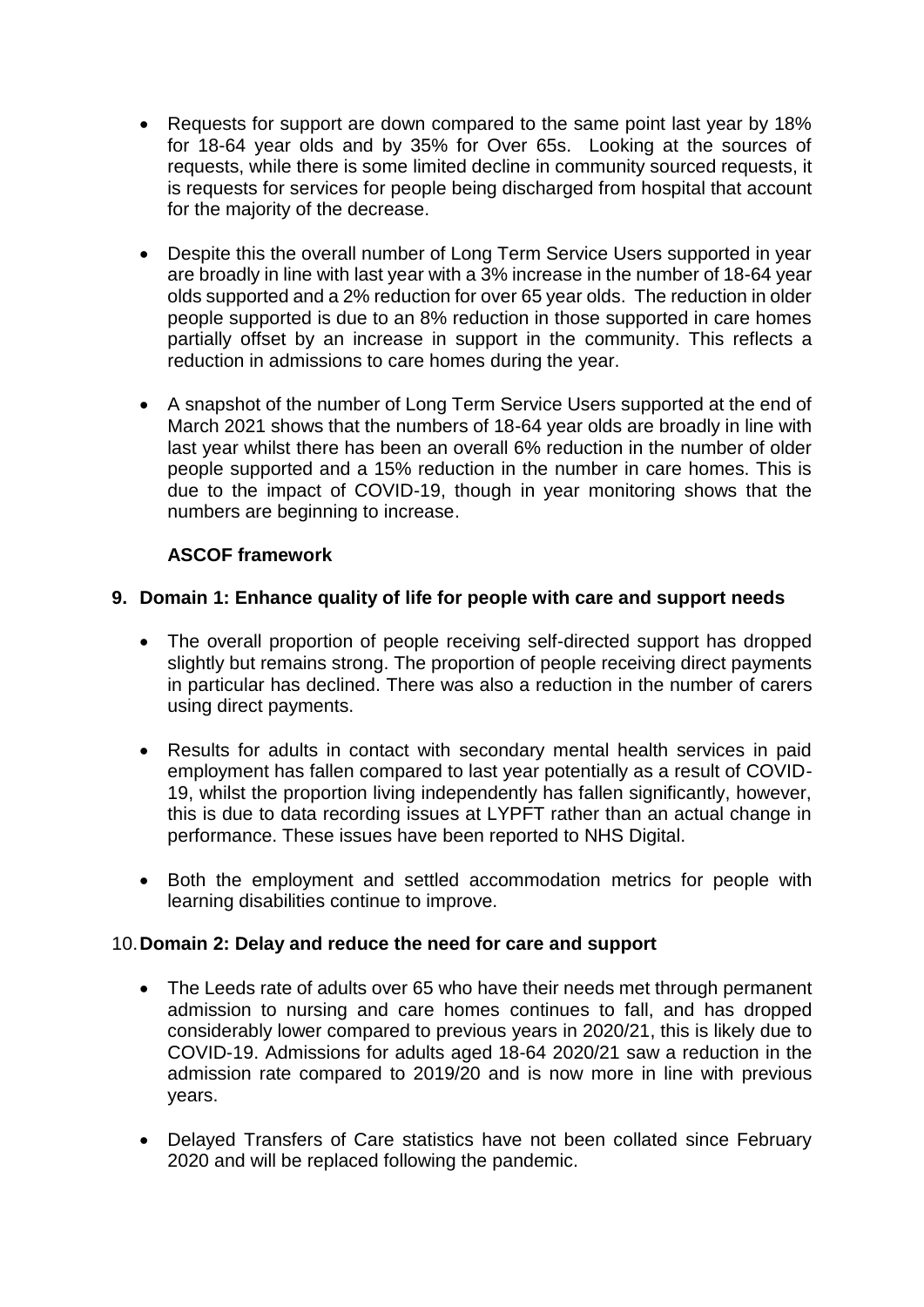- Requests for support are down compared to the same point last year by 18% for 18-64 year olds and by 35% for Over 65s. Looking at the sources of requests, while there is some limited decline in community sourced requests, it is requests for services for people being discharged from hospital that account for the majority of the decrease.

- Despite this the overall number of Long Term Service Users supported in year are broadly in line with last year with a 3% increase in the number of 18-64 year olds supported and a 2% reduction for over 65 year olds. The reduction in older people supported is due to an 8% reduction in those supported in care homes partially offset by an increase in support in the community. This reflects a reduction in admissions to care homes during the year.

- A snapshot of the number of Long Term Service Users supported at the end of March 2021 shows that the numbers of 18-64 year olds are broadly in line with last year whilst there has been an overall 6% reduction in the number of older people supported and a 15% reduction in the number in care homes. This is due to the impact of COVID-19, though in year monitoring shows that the numbers are beginning to increase.

**ASCOF framework**

**9. Domain 1: Enhance quality of life for people with care and support needs**

- The overall proportion of people receiving self-directed support has dropped slightly but remains strong. The proportion of people receiving direct payments in particular has declined. There was also a reduction in the number of carers using direct payments.

- Results for adults in contact with secondary mental health services in paid employment has fallen compared to last year potentially as a result of COVID-19, whilst the proportion living independently has fallen significantly, however, this is due to data recording issues at LYPFT rather than an actual change in performance. These issues have been reported to NHS Digital.

- Both the employment and settled accommodation metrics for people with learning disabilities continue to improve.

**10. Domain 2: Delay and reduce the need for care and support**

- The Leeds rate of adults over 65 who have their needs met through permanent admission to nursing and care homes continues to fall, and has dropped considerably lower compared to previous years in 2020/21, this is likely due to COVID-19. Admissions for adults aged 18-64 2020/21 saw a reduction in the admission rate compared to 2019/20 and is now more in line with previous years.

- Delayed Transfers of Care statistics have not been collated since February 2020 and will be replaced following the pandemic.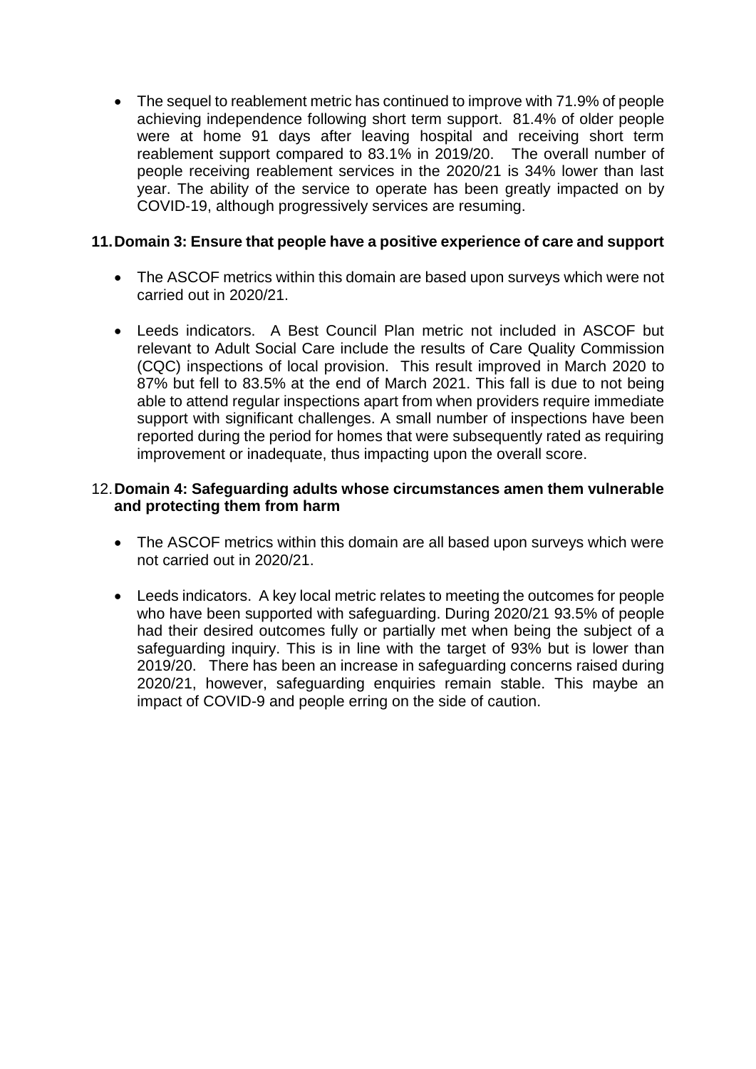- The sequel to reablement metric has continued to improve with 71.9% of people achieving independence following short term support. 81.4% of older people were at home 91 days after leaving hospital and receiving short term reablement support compared to 83.1% in 2019/20. The overall number of people receiving reablement services in the 2020/21 is 34% lower than last year. The ability of the service to operate has been greatly impacted on by COVID-19, although progressively services are resuming.

11. **Domain 3: Ensure that people have a positive experience of care and support**

    - The ASCOF metrics within this domain are based upon surveys which were not carried out in 2020/21.

    - Leeds indicators. A Best Council Plan metric not included in ASCOF but relevant to Adult Social Care include the results of Care Quality Commission (CQC) inspections of local provision. This result improved in March 2020 to 87% but fell to 83.5% at the end of March 2021. This fall is due to not being able to attend regular inspections apart from when providers require immediate support with significant challenges. A small number of inspections have been reported during the period for homes that were subsequently rated as requiring improvement or inadequate, thus impacting upon the overall score.

12. **Domain 4: Safeguarding adults whose circumstances amen them vulnerable and protecting them from harm**

    - The ASCOF metrics within this domain are all based upon surveys which were not carried out in 2020/21.

    - Leeds indicators. A key local metric relates to meeting the outcomes for people who have been supported with safeguarding. During 2020/21 93.5% of people had their desired outcomes fully or partially met when being the subject of a safeguarding inquiry. This is in line with the target of 93% but is lower than 2019/20. There has been an increase in safeguarding concerns raised during 2020/21, however, safeguarding enquiries remain stable. This maybe an impact of COVID-9 and people erring on the side of caution.